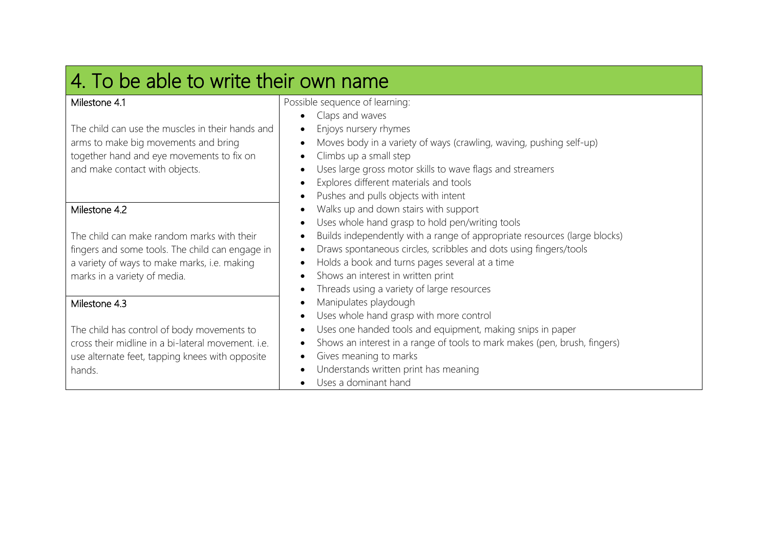# 4. To be able to write their own name

| Milestones | Possible sequence of learning |
| --- | --- |
| **Milestone 4.1**<br><br>The child can use the muscles in their hands and arms to make big movements and bring together hand and eye movements to fix on and make contact with objects.<br><br>**Milestone 4.2**<br><br>The child can make random marks with their fingers and some tools. The child can engage in a variety of ways to make marks, i.e. making marks in a variety of media.<br><br>**Milestone 4.3**<br><br>The child has control of body movements to cross their midline in a bi-lateral movement. i.e. use alternate feet, tapping knees with opposite hands. | Possible sequence of learning:<br>• Claps and waves<br>• Enjoys nursery rhymes<br>• Moves body in a variety of ways (crawling, waving, pushing self-up)<br>• Climbs up a small step<br>• Uses large gross motor skills to wave flags and streamers<br>• Explores different materials and tools<br>• Pushes and pulls objects with intent<br>• Walks up and down stairs with support<br>• Uses whole hand grasp to hold pen/writing tools<br>• Builds independently with a range of appropriate resources (large blocks)<br>• Draws spontaneous circles, scribbles and dots using fingers/tools<br>• Holds a book and turns pages several at a time<br>• Shows an interest in written print<br>• Threads using a variety of large resources<br>• Manipulates playdough<br>• Uses whole hand grasp with more control<br>• Uses one handed tools and equipment, making snips in paper<br>• Shows an interest in a range of tools to mark makes (pen, brush, fingers)<br>• Gives meaning to marks<br>• Understands written print has meaning<br>• Uses a dominant hand |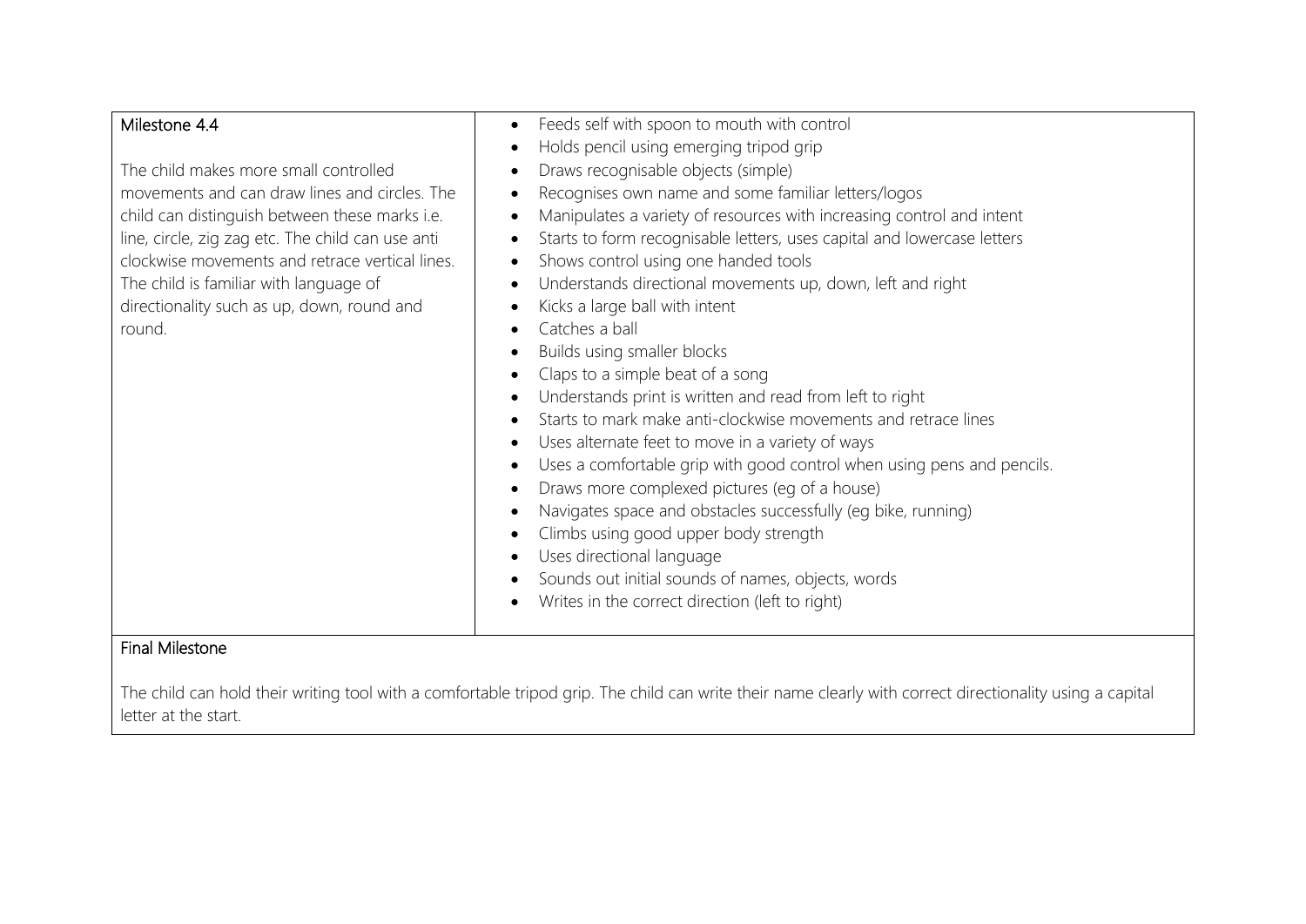| | |
|---|---|
| Milestone 4.4<br><br>The child makes more small controlled movements and can draw lines and circles. The child can distinguish between these marks i.e. line, circle, zig zag etc. The child can use anti clockwise movements and retrace vertical lines. The child is familiar with language of directionality such as up, down, round and round. | • Feeds self with spoon to mouth with control<br>• Holds pencil using emerging tripod grip<br>• Draws recognisable objects (simple)<br>• Recognises own name and some familiar letters/logos<br>• Manipulates a variety of resources with increasing control and intent<br>• Starts to form recognisable letters, uses capital and lowercase letters<br>• Shows control using one handed tools<br>• Understands directional movements up, down, left and right<br>• Kicks a large ball with intent<br>• Catches a ball<br>• Builds using smaller blocks<br>• Claps to a simple beat of a song<br>• Understands print is written and read from left to right<br>• Starts to mark make anti-clockwise movements and retrace lines<br>• Uses alternate feet to move in a variety of ways<br>• Uses a comfortable grip with good control when using pens and pencils.<br>• Draws more complexed pictures (eg of a house)<br>• Navigates space and obstacles successfully (eg bike, running)<br>• Climbs using good upper body strength<br>• Uses directional language<br>• Sounds out initial sounds of names, objects, words<br>• Writes in the correct direction (left to right) |
| Final Milestone<br><br>The child can hold their writing tool with a comfortable tripod grip. The child can write their name clearly with correct directionality using a capital letter at the start. | |